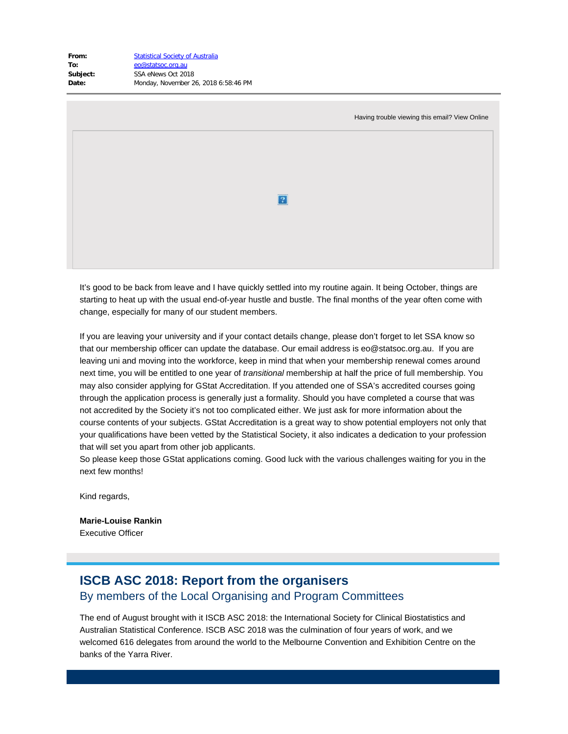**From:** Statistical Society of Australia
**To:** eo@statsoc.org.au
**Subject:** SSA eNews Oct 2018
**Date:** Monday, November 26, 2018 6:58:46 PM

Having trouble viewing this email? View Online

It's good to be back from leave and I have quickly settled into my routine again. It being October, things are starting to heat up with the usual end-of-year hustle and bustle. The final months of the year often come with change, especially for many of our student members.

If you are leaving your university and if your contact details change, please don't forget to let SSA know so that our membership officer can update the database. Our email address is eo@statsoc.org.au. If you are leaving uni and moving into the workforce, keep in mind that when your membership renewal comes around next time, you will be entitled to one year of *transitional* membership at half the price of full membership. You may also consider applying for GStat Accreditation. If you attended one of SSA's accredited courses going through the application process is generally just a formality. Should you have completed a course that was not accredited by the Society it's not too complicated either. We just ask for more information about the course contents of your subjects. GStat Accreditation is a great way to show potential employers not only that your qualifications have been vetted by the Statistical Society, it also indicates a dedication to your profession that will set you apart from other job applicants.
So please keep those GStat applications coming. Good luck with the various challenges waiting for you in the next few months!

Kind regards,

**Marie-Louise Rankin**
Executive Officer

## ISCB ASC 2018: Report from the organisers

### By members of the Local Organising and Program Committees

The end of August brought with it ISCB ASC 2018: the International Society for Clinical Biostatistics and Australian Statistical Conference. ISCB ASC 2018 was the culmination of four years of work, and we welcomed 616 delegates from around the world to the Melbourne Convention and Exhibition Centre on the banks of the Yarra River.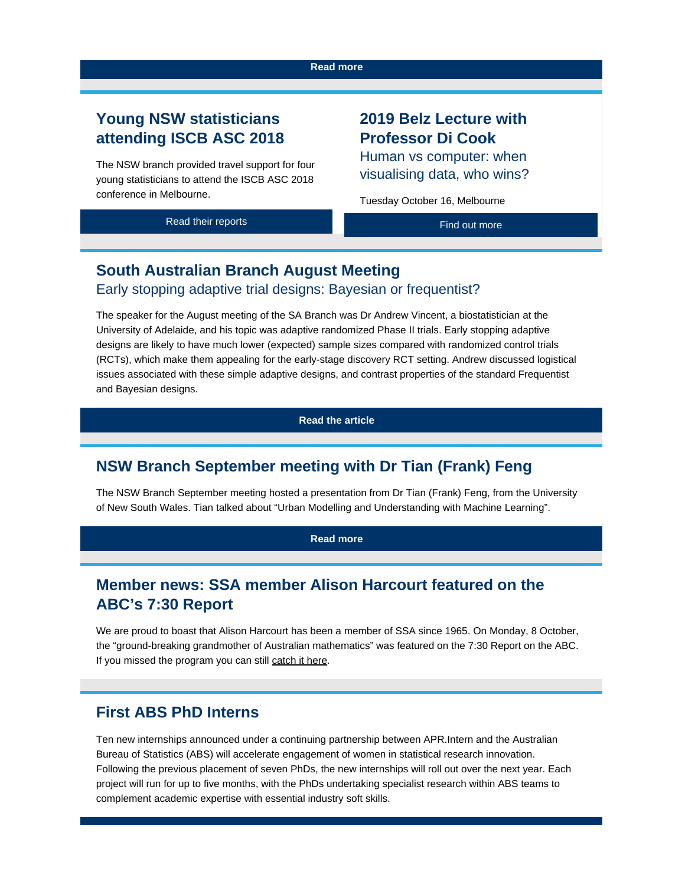Read more

## Young NSW statisticians attending ISCB ASC 2018

The NSW branch provided travel support for four young statisticians to attend the ISCB ASC 2018 conference in Melbourne.

Read their reports

## 2019 Belz Lecture with Professor Di Cook

### Human vs computer: when visualising data, who wins?

Tuesday October 16, Melbourne

Find out more

## South Australian Branch August Meeting

### Early stopping adaptive trial designs: Bayesian or frequentist?

The speaker for the August meeting of the SA Branch was Dr Andrew Vincent, a biostatistician at the University of Adelaide, and his topic was adaptive randomized Phase II trials. Early stopping adaptive designs are likely to have much lower (expected) sample sizes compared with randomized control trials (RCTs), which make them appealing for the early-stage discovery RCT setting. Andrew discussed logistical issues associated with these simple adaptive designs, and contrast properties of the standard Frequentist and Bayesian designs.

**Read the article**

## NSW Branch September meeting with Dr Tian (Frank) Feng

The NSW Branch September meeting hosted a presentation from Dr Tian (Frank) Feng, from the University of New South Wales. Tian talked about “Urban Modelling and Understanding with Machine Learning”.

**Read more**

## Member news: SSA member Alison Harcourt featured on the ABC’s 7:30 Report

We are proud to boast that Alison Harcourt has been a member of SSA since 1965. On Monday, 8 October, the “ground-breaking grandmother of Australian mathematics” was featured on the 7:30 Report on the ABC. If you missed the program you can still catch it here.

## First ABS PhD Interns

Ten new internships announced under a continuing partnership between APR.Intern and the Australian Bureau of Statistics (ABS) will accelerate engagement of women in statistical research innovation. Following the previous placement of seven PhDs, the new internships will roll out over the next year. Each project will run for up to five months, with the PhDs undertaking specialist research within ABS teams to complement academic expertise with essential industry soft skills.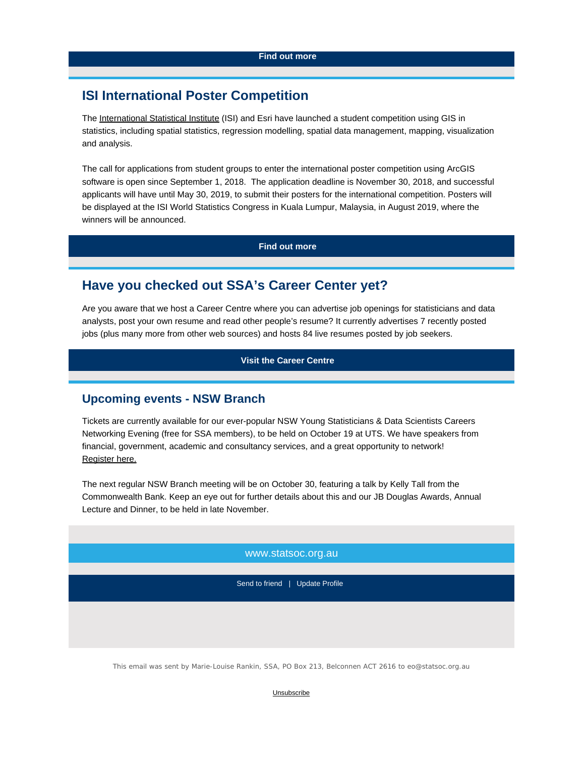**Find out more**

## ISI International Poster Competition

The International Statistical Institute (ISI) and Esri have launched a student competition using GIS in statistics, including spatial statistics, regression modelling, spatial data management, mapping, visualization and analysis.

The call for applications from student groups to enter the international poster competition using ArcGIS software is open since September 1, 2018. The application deadline is November 30, 2018, and successful applicants will have until May 30, 2019, to submit their posters for the international competition. Posters will be displayed at the ISI World Statistics Congress in Kuala Lumpur, Malaysia, in August 2019, where the winners will be announced.

**Find out more**

## Have you checked out SSA's Career Center yet?

Are you aware that we host a Career Centre where you can advertise job openings for statisticians and data analysts, post your own resume and read other people's resume? It currently advertises 7 recently posted jobs (plus many more from other web sources) and hosts 84 live resumes posted by job seekers.

**Visit the Career Centre**

## Upcoming events - NSW Branch

Tickets are currently available for our ever-popular NSW Young Statisticians & Data Scientists Careers Networking Evening (free for SSA members), to be held on October 19 at UTS. We have speakers from financial, government, academic and consultancy services, and a great opportunity to network! Register here.

The next regular NSW Branch meeting will be on October 30, featuring a talk by Kelly Tall from the Commonwealth Bank. Keep an eye out for further details about this and our JB Douglas Awards, Annual Lecture and Dinner, to be held in late November.

www.statsoc.org.au

Send to friend | Update Profile

This email was sent by Marie-Louise Rankin, SSA, PO Box 213, Belconnen ACT 2616 to eo@statsoc.org.au

Unsubscribe